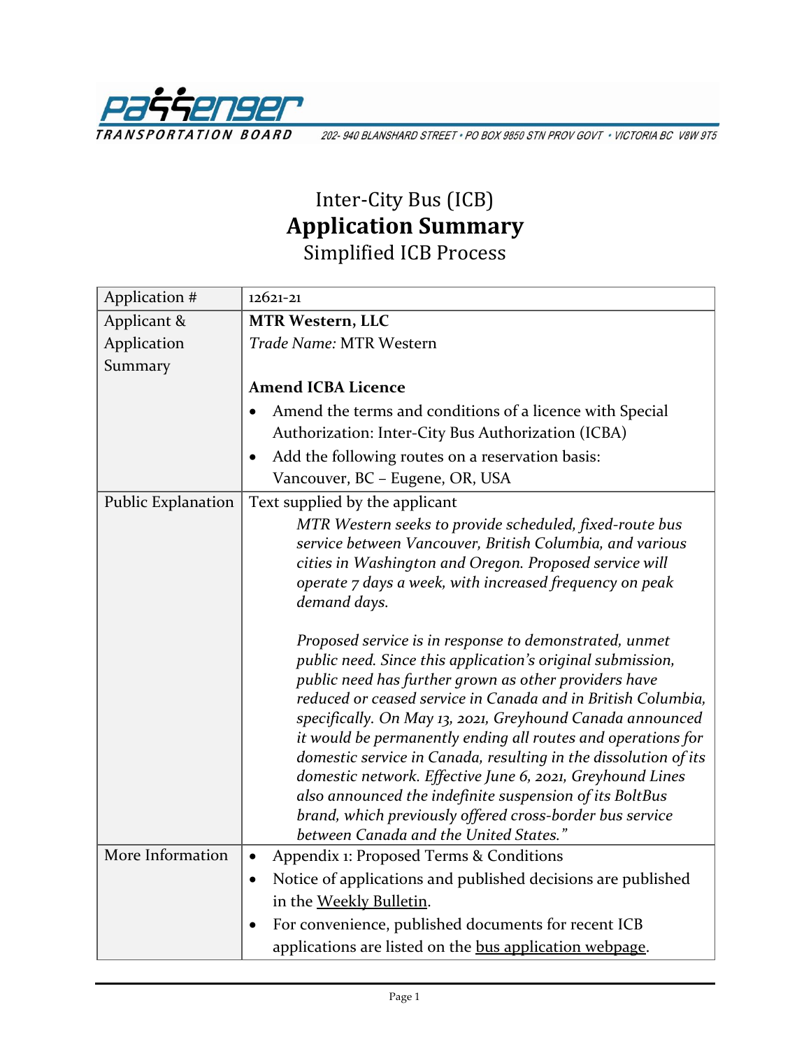PASSENGER TRANSPORTATION BOARD

202- 940 BLANSHARD STREET • PO BOX 9850 STN PROV GOVT • VICTORIA BC V8W 9T5

# Inter-City Bus (ICB)
# Application Summary
## Simplified ICB Process

| | |
|---|---|
| Application # | 12621-21 |
| Applicant & Application Summary | **MTR Western, LLC**<br>*Trade Name:* MTR Western<br><br>**Amend ICBA Licence**<br>• Amend the terms and conditions of a licence with Special Authorization: Inter-City Bus Authorization (ICBA)<br>• Add the following routes on a reservation basis: Vancouver, BC – Eugene, OR, USA |
| Public Explanation | Text supplied by the applicant<br>*MTR Western seeks to provide scheduled, fixed-route bus service between Vancouver, British Columbia, and various cities in Washington and Oregon. Proposed service will operate 7 days a week, with increased frequency on peak demand days.*<br><br>*Proposed service is in response to demonstrated, unmet public need. Since this application's original submission, public need has further grown as other providers have reduced or ceased service in Canada and in British Columbia, specifically. On May 13, 2021, Greyhound Canada announced it would be permanently ending all routes and operations for domestic service in Canada, resulting in the dissolution of its domestic network. Effective June 6, 2021, Greyhound Lines also announced the indefinite suspension of its BoltBus brand, which previously offered cross-border bus service between Canada and the United States."* |
| More Information | • Appendix 1: Proposed Terms & Conditions<br>• Notice of applications and published decisions are published in the Weekly Bulletin.<br>• For convenience, published documents for recent ICB applications are listed on the bus application webpage. |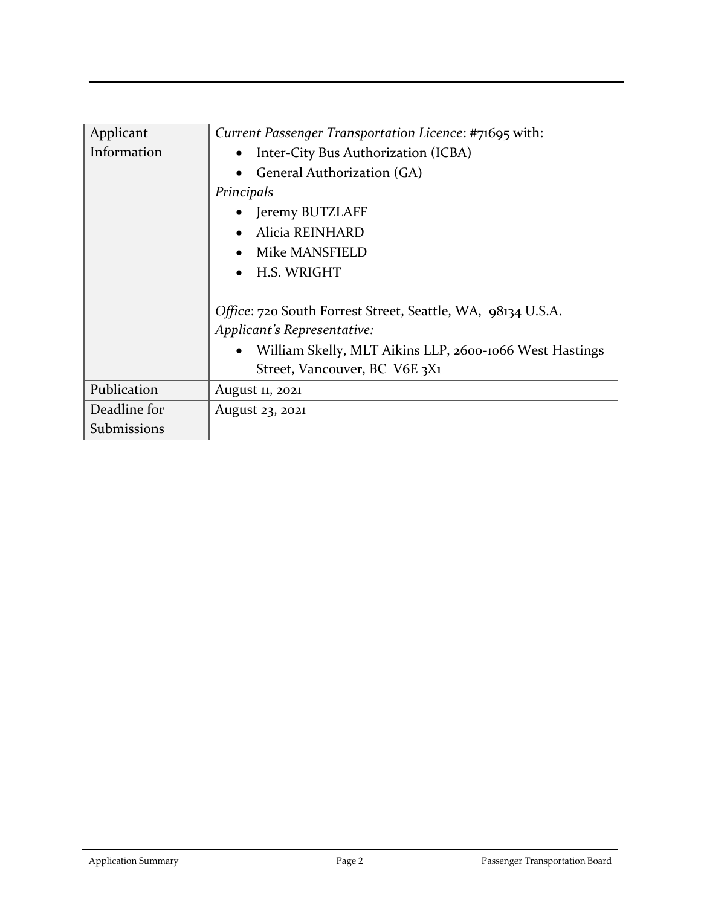| | |
|---|---|
| Applicant Information | *Current Passenger Transportation Licence*: #71695 with:<br>• Inter-City Bus Authorization (ICBA)<br>• General Authorization (GA)<br>*Principals*<br>• Jeremy BUTZLAFF<br>• Alicia REINHARD<br>• Mike MANSFIELD<br>• H.S. WRIGHT<br><br>*Office*: 720 South Forrest Street, Seattle, WA, 98134 U.S.A.<br>*Applicant's Representative:*<br>• William Skelly, MLT Aikins LLP, 2600-1066 West Hastings Street, Vancouver, BC V6E 3X1 |
| Publication | August 11, 2021 |
| Deadline for Submissions | August 23, 2021 |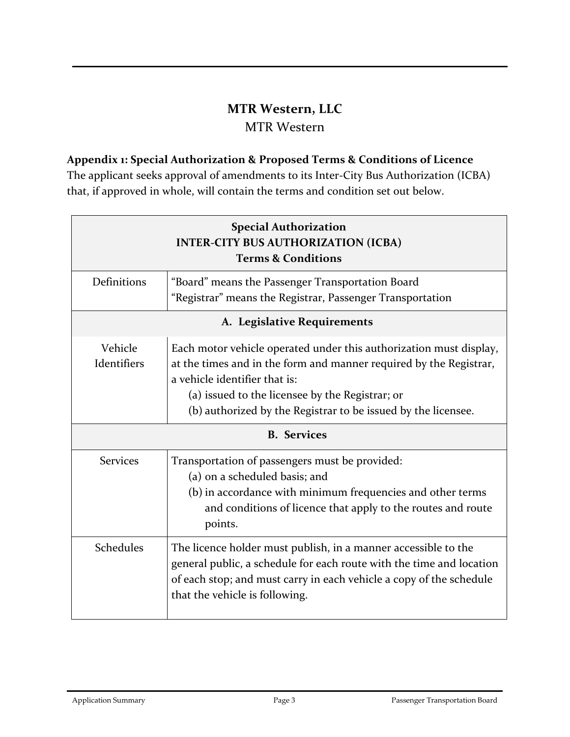## MTR Western, LLC

MTR Western

**Appendix 1: Special Authorization & Proposed Terms & Conditions of Licence**

The applicant seeks approval of amendments to its Inter-City Bus Authorization (ICBA) that, if approved in whole, will contain the terms and condition set out below.

| **Special Authorization**<br>**INTER-CITY BUS AUTHORIZATION (ICBA)**<br>**Terms & Conditions** | |
|---|---|
| Definitions | "Board" means the Passenger Transportation Board<br>"Registrar" means the Registrar, Passenger Transportation |
| **A. Legislative Requirements** | |
| Vehicle Identifiers | Each motor vehicle operated under this authorization must display, at the times and in the form and manner required by the Registrar, a vehicle identifier that is:<br>(a) issued to the licensee by the Registrar; or<br>(b) authorized by the Registrar to be issued by the licensee. |
| **B. Services** | |
| Services | Transportation of passengers must be provided:<br>(a) on a scheduled basis; and<br>(b) in accordance with minimum frequencies and other terms and conditions of licence that apply to the routes and route points. |
| Schedules | The licence holder must publish, in a manner accessible to the general public, a schedule for each route with the time and location of each stop; and must carry in each vehicle a copy of the schedule that the vehicle is following. |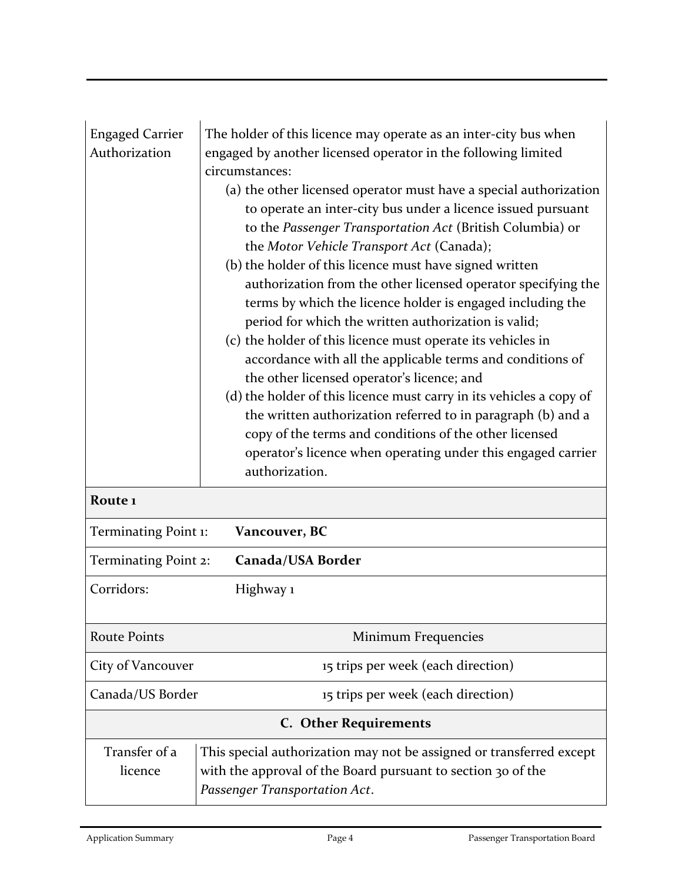| | |
|---|---|
| Engaged Carrier Authorization | The holder of this licence may operate as an inter-city bus when engaged by another licensed operator in the following limited circumstances:<br>(a) the other licensed operator must have a special authorization to operate an inter-city bus under a licence issued pursuant to the *Passenger Transportation Act* (British Columbia) or the *Motor Vehicle Transport Act* (Canada);<br>(b) the holder of this licence must have signed written authorization from the other licensed operator specifying the terms by which the licence holder is engaged including the period for which the written authorization is valid;<br>(c) the holder of this licence must operate its vehicles in accordance with all the applicable terms and conditions of the other licensed operator's licence; and<br>(d) the holder of this licence must carry in its vehicles a copy of the written authorization referred to in paragraph (b) and a copy of the terms and conditions of the other licensed operator's licence when operating under this engaged carrier authorization. |

**Route 1**

| | |
|---|---|
| Terminating Point 1: | **Vancouver, BC** |
| Terminating Point 2: | **Canada/USA Border** |
| Corridors: | Highway 1 |

| Route Points | Minimum Frequencies |
|---|---|
| City of Vancouver | 15 trips per week (each direction) |
| Canada/US Border | 15 trips per week (each direction) |

**C. Other Requirements**

| | |
|---|---|
| Transfer of a licence | This special authorization may not be assigned or transferred except with the approval of the Board pursuant to section 30 of the *Passenger Transportation Act*. |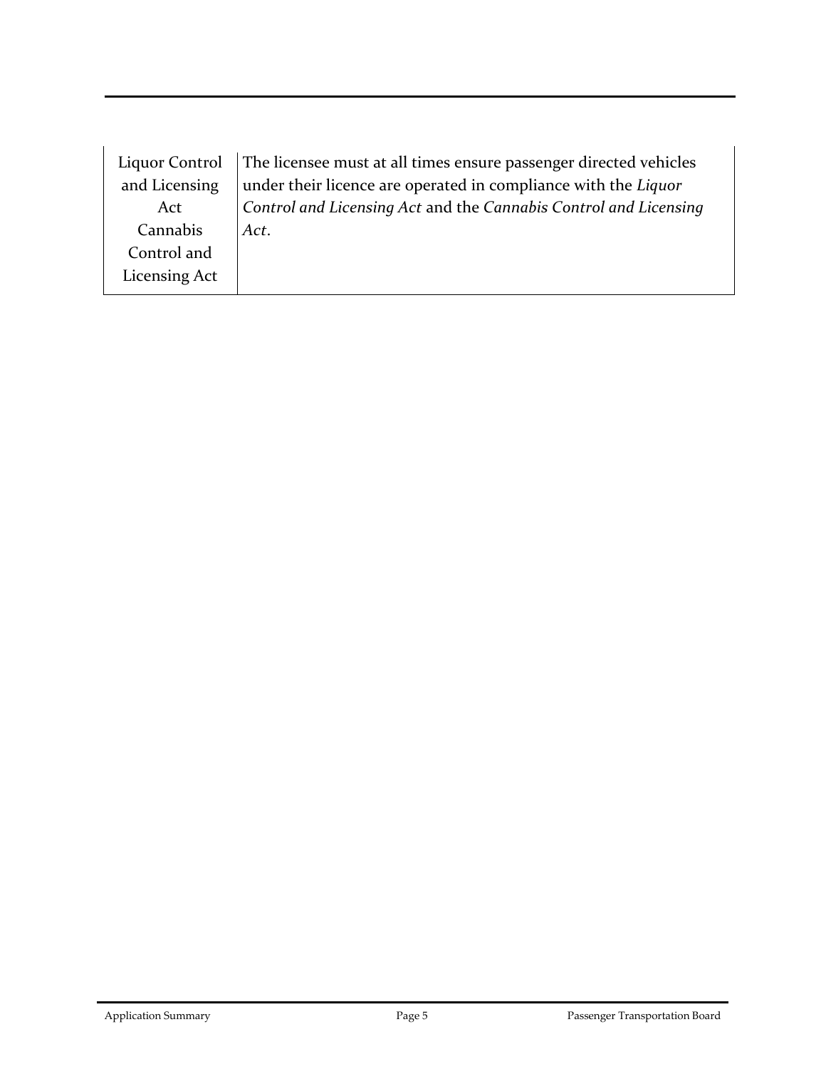| | |
|---|---|
| Liquor Control and Licensing Act Cannabis Control and Licensing Act | The licensee must at all times ensure passenger directed vehicles under their licence are operated in compliance with the *Liquor Control and Licensing Act* and the *Cannabis Control and Licensing Act*. |